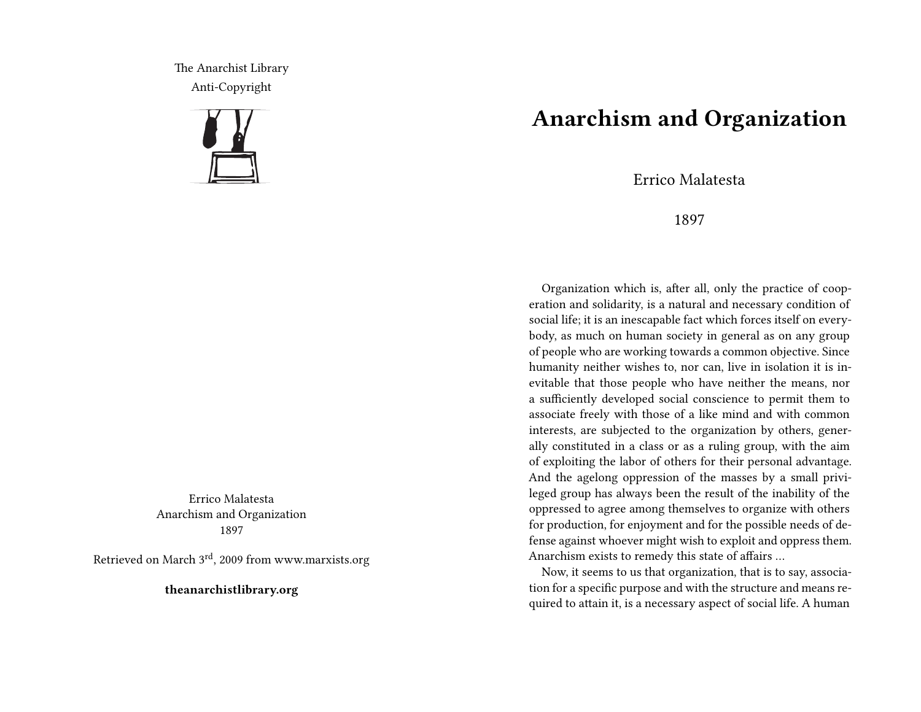The Anarchist Library
Anti-Copyright

Errico Malatesta
Anarchism and Organization
1897

Retrieved on March 3rd, 2009 from www.marxists.org

**theanarchistlibrary.org**

# Anarchism and Organization

Errico Malatesta

1897

Organization which is, after all, only the practice of cooperation and solidarity, is a natural and necessary condition of social life; it is an inescapable fact which forces itself on everybody, as much on human society in general as on any group of people who are working towards a common objective. Since humanity neither wishes to, nor can, live in isolation it is inevitable that those people who have neither the means, nor a sufficiently developed social conscience to permit them to associate freely with those of a like mind and with common interests, are subjected to the organization by others, generally constituted in a class or as a ruling group, with the aim of exploiting the labor of others for their personal advantage. And the agelong oppression of the masses by a small privileged group has always been the result of the inability of the oppressed to agree among themselves to organize with others for production, for enjoyment and for the possible needs of defense against whoever might wish to exploit and oppress them. Anarchism exists to remedy this state of affairs …

Now, it seems to us that organization, that is to say, association for a specific purpose and with the structure and means required to attain it, is a necessary aspect of social life. A human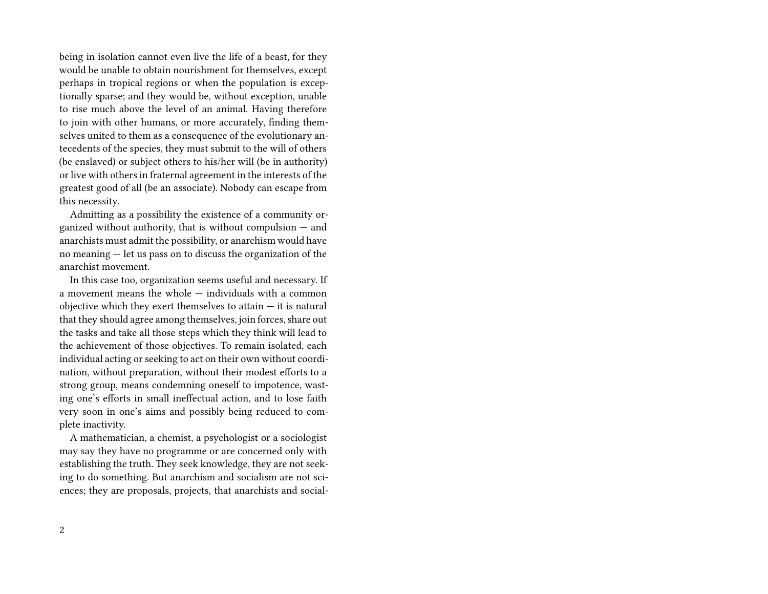being in isolation cannot even live the life of a beast, for they would be unable to obtain nourishment for themselves, except perhaps in tropical regions or when the population is exceptionally sparse; and they would be, without exception, unable to rise much above the level of an animal. Having therefore to join with other humans, or more accurately, finding themselves united to them as a consequence of the evolutionary antecedents of the species, they must submit to the will of others (be enslaved) or subject others to his/her will (be in authority) or live with others in fraternal agreement in the interests of the greatest good of all (be an associate). Nobody can escape from this necessity.

Admitting as a possibility the existence of a community organized without authority, that is without compulsion — and anarchists must admit the possibility, or anarchism would have no meaning — let us pass on to discuss the organization of the anarchist movement.

In this case too, organization seems useful and necessary. If a movement means the whole — individuals with a common objective which they exert themselves to attain — it is natural that they should agree among themselves, join forces, share out the tasks and take all those steps which they think will lead to the achievement of those objectives. To remain isolated, each individual acting or seeking to act on their own without coordination, without preparation, without their modest efforts to a strong group, means condemning oneself to impotence, wasting one's efforts in small ineffectual action, and to lose faith very soon in one's aims and possibly being reduced to complete inactivity.

A mathematician, a chemist, a psychologist or a sociologist may say they have no programme or are concerned only with establishing the truth. They seek knowledge, they are not seeking to do something. But anarchism and socialism are not sciences; they are proposals, projects, that anarchists and social-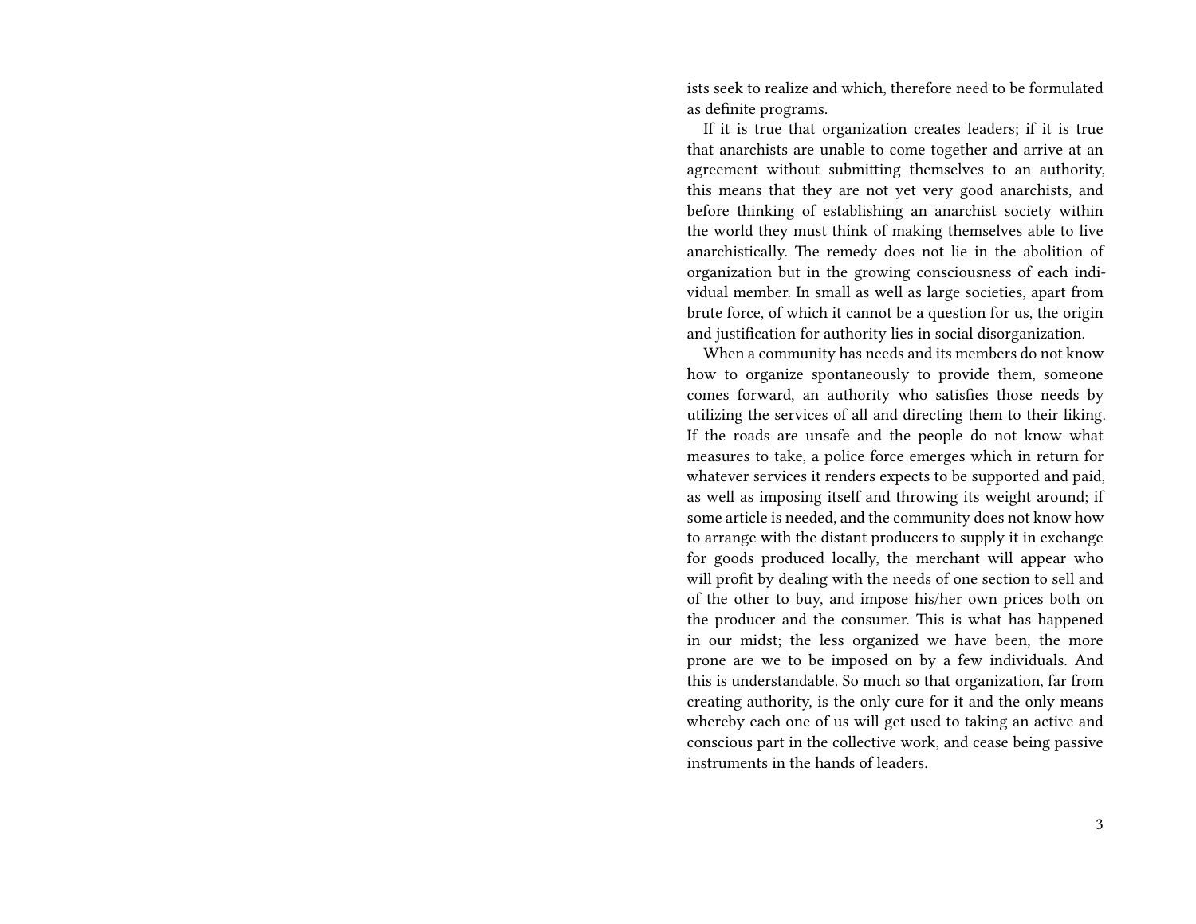ists seek to realize and which, therefore need to be formulated as definite programs.

If it is true that organization creates leaders; if it is true that anarchists are unable to come together and arrive at an agreement without submitting themselves to an authority, this means that they are not yet very good anarchists, and before thinking of establishing an anarchist society within the world they must think of making themselves able to live anarchistically. The remedy does not lie in the abolition of organization but in the growing consciousness of each individual member. In small as well as large societies, apart from brute force, of which it cannot be a question for us, the origin and justification for authority lies in social disorganization.

When a community has needs and its members do not know how to organize spontaneously to provide them, someone comes forward, an authority who satisfies those needs by utilizing the services of all and directing them to their liking. If the roads are unsafe and the people do not know what measures to take, a police force emerges which in return for whatever services it renders expects to be supported and paid, as well as imposing itself and throwing its weight around; if some article is needed, and the community does not know how to arrange with the distant producers to supply it in exchange for goods produced locally, the merchant will appear who will profit by dealing with the needs of one section to sell and of the other to buy, and impose his/her own prices both on the producer and the consumer. This is what has happened in our midst; the less organized we have been, the more prone are we to be imposed on by a few individuals. And this is understandable. So much so that organization, far from creating authority, is the only cure for it and the only means whereby each one of us will get used to taking an active and conscious part in the collective work, and cease being passive instruments in the hands of leaders.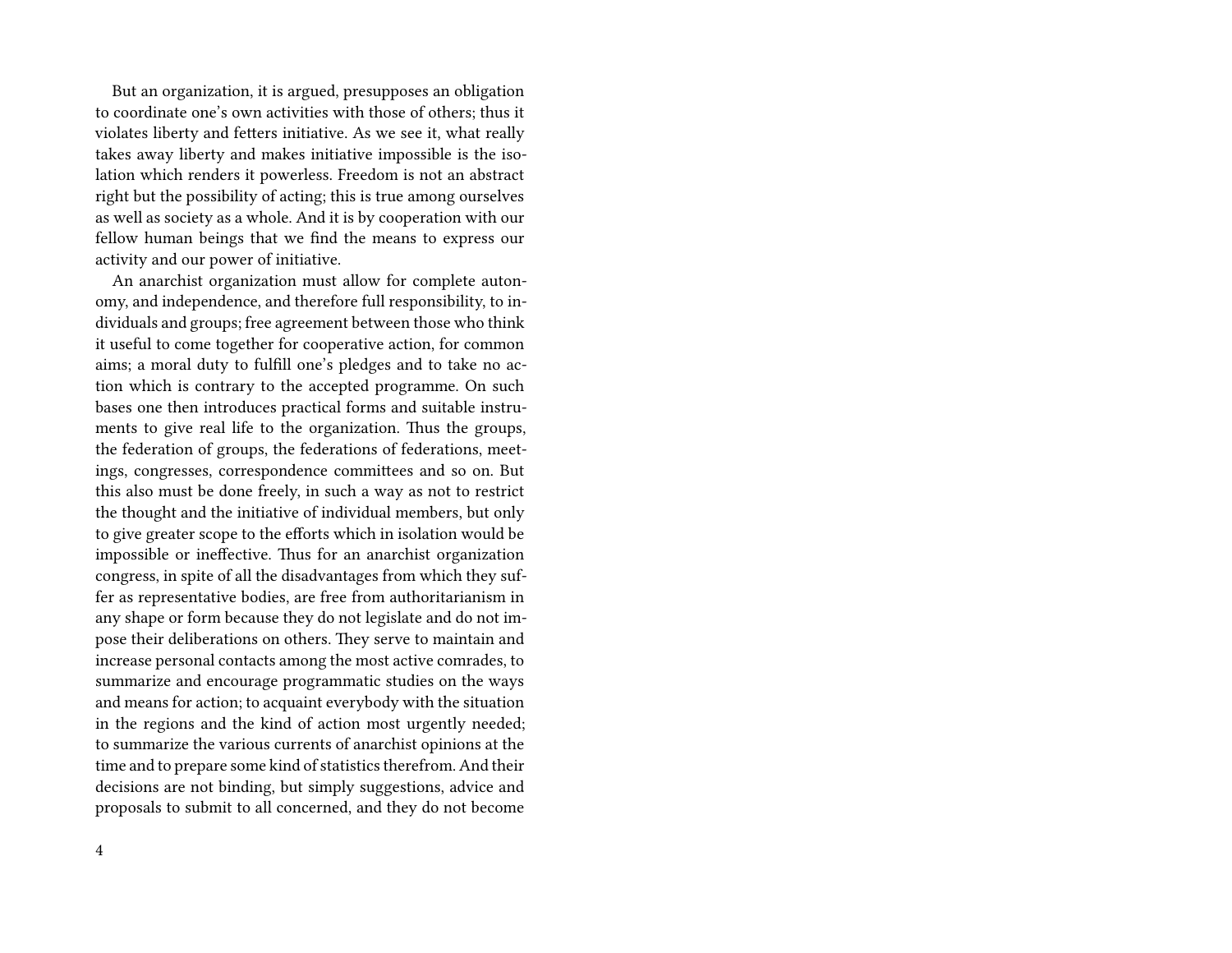But an organization, it is argued, presupposes an obligation to coordinate one's own activities with those of others; thus it violates liberty and fetters initiative. As we see it, what really takes away liberty and makes initiative impossible is the isolation which renders it powerless. Freedom is not an abstract right but the possibility of acting; this is true among ourselves as well as society as a whole. And it is by cooperation with our fellow human beings that we find the means to express our activity and our power of initiative.

An anarchist organization must allow for complete autonomy, and independence, and therefore full responsibility, to individuals and groups; free agreement between those who think it useful to come together for cooperative action, for common aims; a moral duty to fulfill one's pledges and to take no action which is contrary to the accepted programme. On such bases one then introduces practical forms and suitable instruments to give real life to the organization. Thus the groups, the federation of groups, the federations of federations, meetings, congresses, correspondence committees and so on. But this also must be done freely, in such a way as not to restrict the thought and the initiative of individual members, but only to give greater scope to the efforts which in isolation would be impossible or ineffective. Thus for an anarchist organization congress, in spite of all the disadvantages from which they suffer as representative bodies, are free from authoritarianism in any shape or form because they do not legislate and do not impose their deliberations on others. They serve to maintain and increase personal contacts among the most active comrades, to summarize and encourage programmatic studies on the ways and means for action; to acquaint everybody with the situation in the regions and the kind of action most urgently needed; to summarize the various currents of anarchist opinions at the time and to prepare some kind of statistics therefrom. And their decisions are not binding, but simply suggestions, advice and proposals to submit to all concerned, and they do not become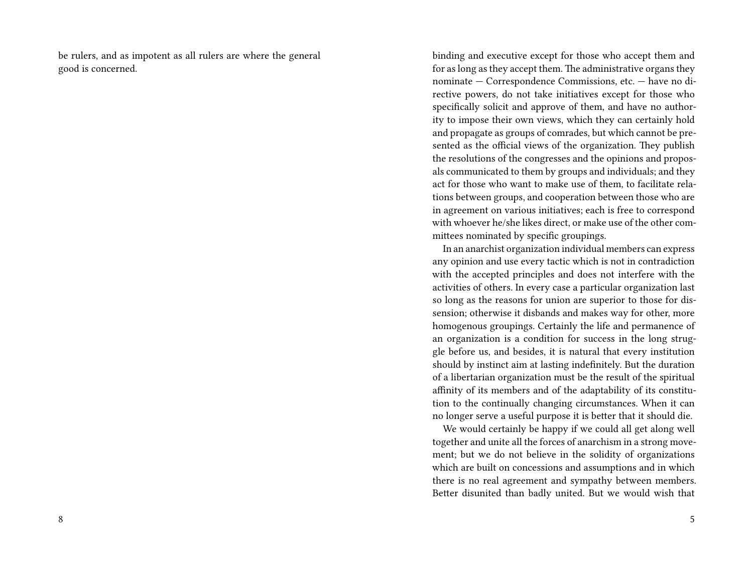be rulers, and as impotent as all rulers are where the general good is concerned.

binding and executive except for those who accept them and for as long as they accept them. The administrative organs they nominate — Correspondence Commissions, etc. — have no directive powers, do not take initiatives except for those who specifically solicit and approve of them, and have no authority to impose their own views, which they can certainly hold and propagate as groups of comrades, but which cannot be presented as the official views of the organization. They publish the resolutions of the congresses and the opinions and proposals communicated to them by groups and individuals; and they act for those who want to make use of them, to facilitate relations between groups, and cooperation between those who are in agreement on various initiatives; each is free to correspond with whoever he/she likes direct, or make use of the other committees nominated by specific groupings.

In an anarchist organization individual members can express any opinion and use every tactic which is not in contradiction with the accepted principles and does not interfere with the activities of others. In every case a particular organization last so long as the reasons for union are superior to those for dissension; otherwise it disbands and makes way for other, more homogenous groupings. Certainly the life and permanence of an organization is a condition for success in the long struggle before us, and besides, it is natural that every institution should by instinct aim at lasting indefinitely. But the duration of a libertarian organization must be the result of the spiritual affinity of its members and of the adaptability of its constitution to the continually changing circumstances. When it can no longer serve a useful purpose it is better that it should die.

We would certainly be happy if we could all get along well together and unite all the forces of anarchism in a strong movement; but we do not believe in the solidity of organizations which are built on concessions and assumptions and in which there is no real agreement and sympathy between members. Better disunited than badly united. But we would wish that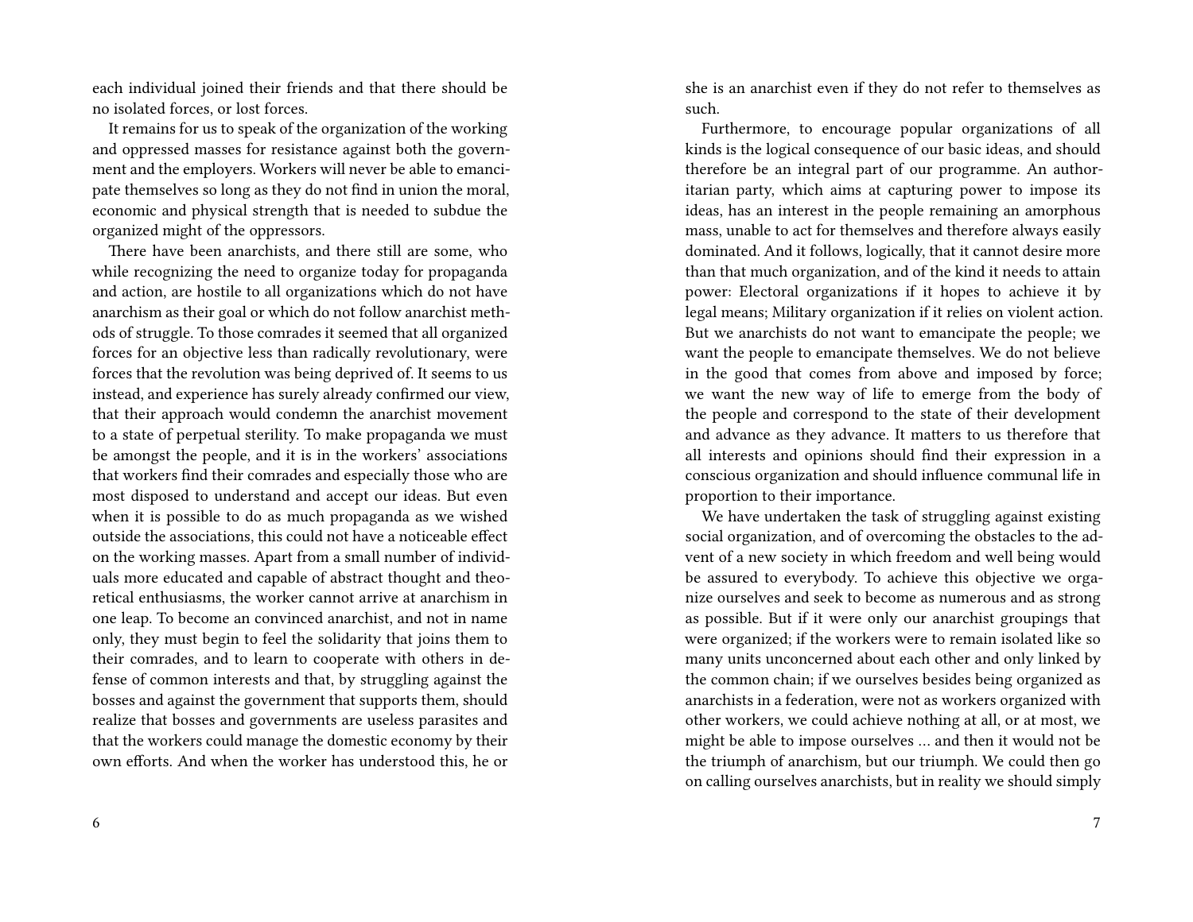each individual joined their friends and that there should be no isolated forces, or lost forces.

It remains for us to speak of the organization of the working and oppressed masses for resistance against both the government and the employers. Workers will never be able to emancipate themselves so long as they do not find in union the moral, economic and physical strength that is needed to subdue the organized might of the oppressors.

There have been anarchists, and there still are some, who while recognizing the need to organize today for propaganda and action, are hostile to all organizations which do not have anarchism as their goal or which do not follow anarchist methods of struggle. To those comrades it seemed that all organized forces for an objective less than radically revolutionary, were forces that the revolution was being deprived of. It seems to us instead, and experience has surely already confirmed our view, that their approach would condemn the anarchist movement to a state of perpetual sterility. To make propaganda we must be amongst the people, and it is in the workers' associations that workers find their comrades and especially those who are most disposed to understand and accept our ideas. But even when it is possible to do as much propaganda as we wished outside the associations, this could not have a noticeable effect on the working masses. Apart from a small number of individuals more educated and capable of abstract thought and theoretical enthusiasms, the worker cannot arrive at anarchism in one leap. To become an convinced anarchist, and not in name only, they must begin to feel the solidarity that joins them to their comrades, and to learn to cooperate with others in defense of common interests and that, by struggling against the bosses and against the government that supports them, should realize that bosses and governments are useless parasites and that the workers could manage the domestic economy by their own efforts. And when the worker has understood this, he or she is an anarchist even if they do not refer to themselves as such.

Furthermore, to encourage popular organizations of all kinds is the logical consequence of our basic ideas, and should therefore be an integral part of our programme. An authoritarian party, which aims at capturing power to impose its ideas, has an interest in the people remaining an amorphous mass, unable to act for themselves and therefore always easily dominated. And it follows, logically, that it cannot desire more than that much organization, and of the kind it needs to attain power: Electoral organizations if it hopes to achieve it by legal means; Military organization if it relies on violent action. But we anarchists do not want to emancipate the people; we want the people to emancipate themselves. We do not believe in the good that comes from above and imposed by force; we want the new way of life to emerge from the body of the people and correspond to the state of their development and advance as they advance. It matters to us therefore that all interests and opinions should find their expression in a conscious organization and should influence communal life in proportion to their importance.

We have undertaken the task of struggling against existing social organization, and of overcoming the obstacles to the advent of a new society in which freedom and well being would be assured to everybody. To achieve this objective we organize ourselves and seek to become as numerous and as strong as possible. But if it were only our anarchist groupings that were organized; if the workers were to remain isolated like so many units unconcerned about each other and only linked by the common chain; if we ourselves besides being organized as anarchists in a federation, were not as workers organized with other workers, we could achieve nothing at all, or at most, we might be able to impose ourselves … and then it would not be the triumph of anarchism, but our triumph. We could then go on calling ourselves anarchists, but in reality we should simply